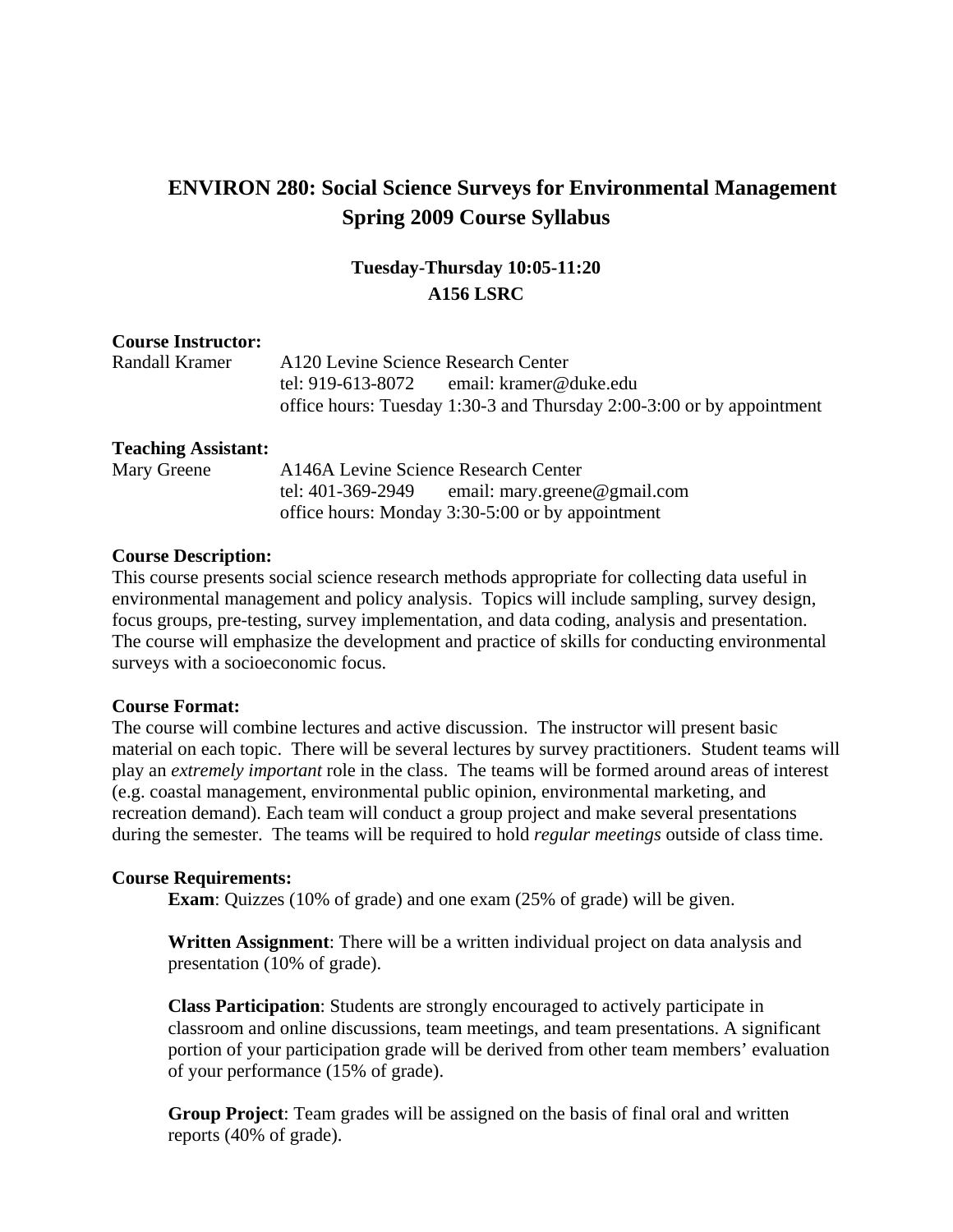# ENVIRON 280: Social Science Surveys for Environmental Management
## Spring 2009 Course Syllabus

**Tuesday-Thursday 10:05-11:20**
**A156 LSRC**

**Course Instructor:**
Randall Kramer — A120 Levine Science Research Center
tel: 919-613-8072 email: kramer@duke.edu
office hours: Tuesday 1:30-3 and Thursday 2:00-3:00 or by appointment

**Teaching Assistant:**
Mary Greene — A146A Levine Science Research Center
tel: 401-369-2949 email: mary.greene@gmail.com
office hours: Monday 3:30-5:00 or by appointment

**Course Description:**
This course presents social science research methods appropriate for collecting data useful in environmental management and policy analysis. Topics will include sampling, survey design, focus groups, pre-testing, survey implementation, and data coding, analysis and presentation. The course will emphasize the development and practice of skills for conducting environmental surveys with a socioeconomic focus.

**Course Format:**
The course will combine lectures and active discussion. The instructor will present basic material on each topic. There will be several lectures by survey practitioners. Student teams will play an *extremely important* role in the class. The teams will be formed around areas of interest (e.g. coastal management, environmental public opinion, environmental marketing, and recreation demand). Each team will conduct a group project and make several presentations during the semester. The teams will be required to hold *regular meetings* outside of class time.

**Course Requirements:**

**Exam**: Quizzes (10% of grade) and one exam (25% of grade) will be given.

**Written Assignment**: There will be a written individual project on data analysis and presentation (10% of grade).

**Class Participation**: Students are strongly encouraged to actively participate in classroom and online discussions, team meetings, and team presentations. A significant portion of your participation grade will be derived from other team members' evaluation of your performance (15% of grade).

**Group Project**: Team grades will be assigned on the basis of final oral and written reports (40% of grade).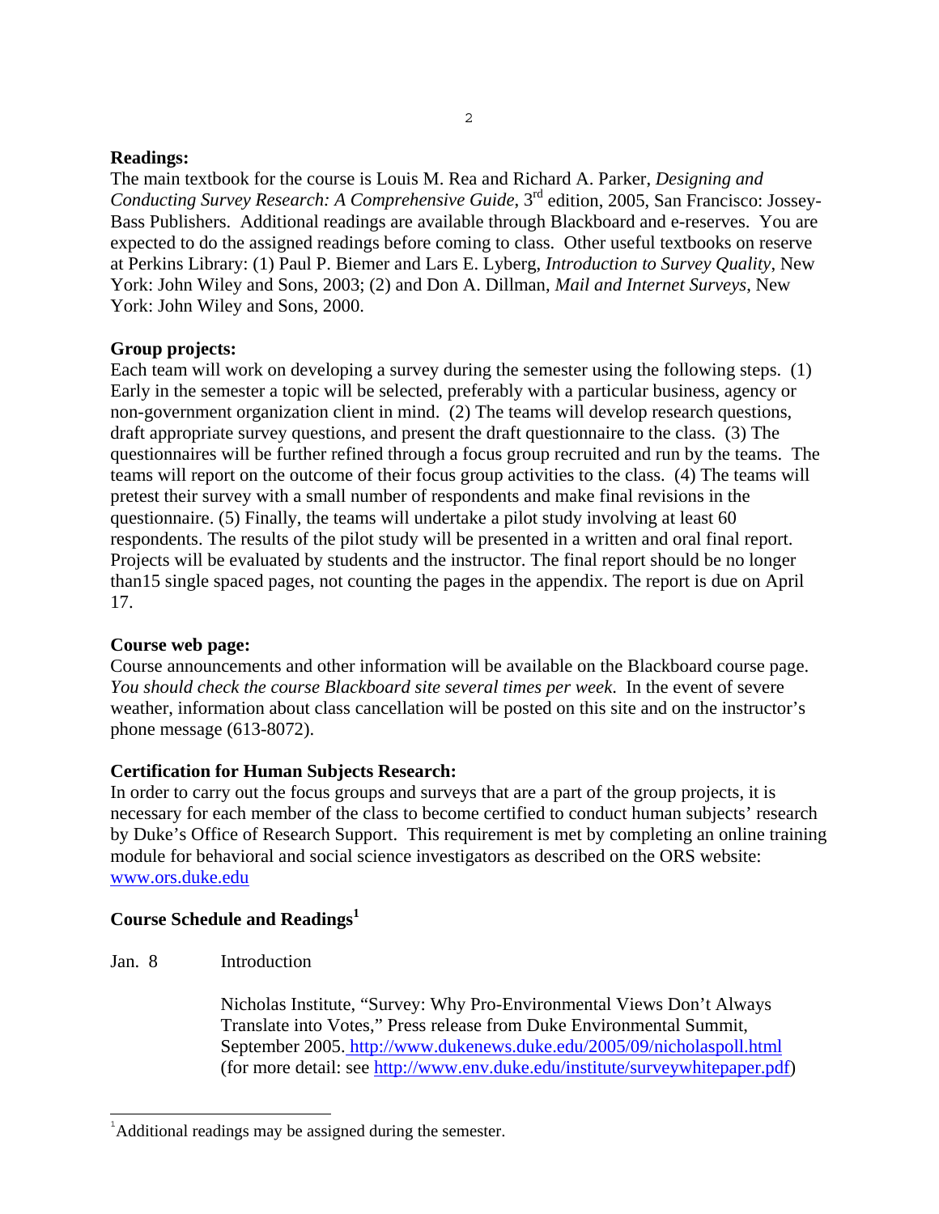**Readings:**

The main textbook for the course is Louis M. Rea and Richard A. Parker, *Designing and Conducting Survey Research: A Comprehensive Guide*, 3rd edition, 2005, San Francisco: Jossey-Bass Publishers. Additional readings are available through Blackboard and e-reserves. You are expected to do the assigned readings before coming to class. Other useful textbooks on reserve at Perkins Library: (1) Paul P. Biemer and Lars E. Lyberg, *Introduction to Survey Quality*, New York: John Wiley and Sons, 2003; (2) and Don A. Dillman, *Mail and Internet Surveys*, New York: John Wiley and Sons, 2000.

**Group projects:**

Each team will work on developing a survey during the semester using the following steps. (1) Early in the semester a topic will be selected, preferably with a particular business, agency or non-government organization client in mind. (2) The teams will develop research questions, draft appropriate survey questions, and present the draft questionnaire to the class. (3) The questionnaires will be further refined through a focus group recruited and run by the teams. The teams will report on the outcome of their focus group activities to the class. (4) The teams will pretest their survey with a small number of respondents and make final revisions in the questionnaire. (5) Finally, the teams will undertake a pilot study involving at least 60 respondents. The results of the pilot study will be presented in a written and oral final report. Projects will be evaluated by students and the instructor. The final report should be no longer than15 single spaced pages, not counting the pages in the appendix. The report is due on April 17.

**Course web page:**

Course announcements and other information will be available on the Blackboard course page. *You should check the course Blackboard site several times per week.* In the event of severe weather, information about class cancellation will be posted on this site and on the instructor's phone message (613-8072).

**Certification for Human Subjects Research:**

In order to carry out the focus groups and surveys that are a part of the group projects, it is necessary for each member of the class to become certified to conduct human subjects' research by Duke's Office of Research Support. This requirement is met by completing an online training module for behavioral and social science investigators as described on the ORS website: www.ors.duke.edu

**Course Schedule and Readings**[1]

Jan. 8 Introduction

Nicholas Institute, "Survey: Why Pro-Environmental Views Don't Always Translate into Votes," Press release from Duke Environmental Summit, September 2005. http://www.dukenews.duke.edu/2005/09/nicholaspoll.html (for more detail: see http://www.env.duke.edu/institute/surveywhitepaper.pdf)

---

[1] Additional readings may be assigned during the semester.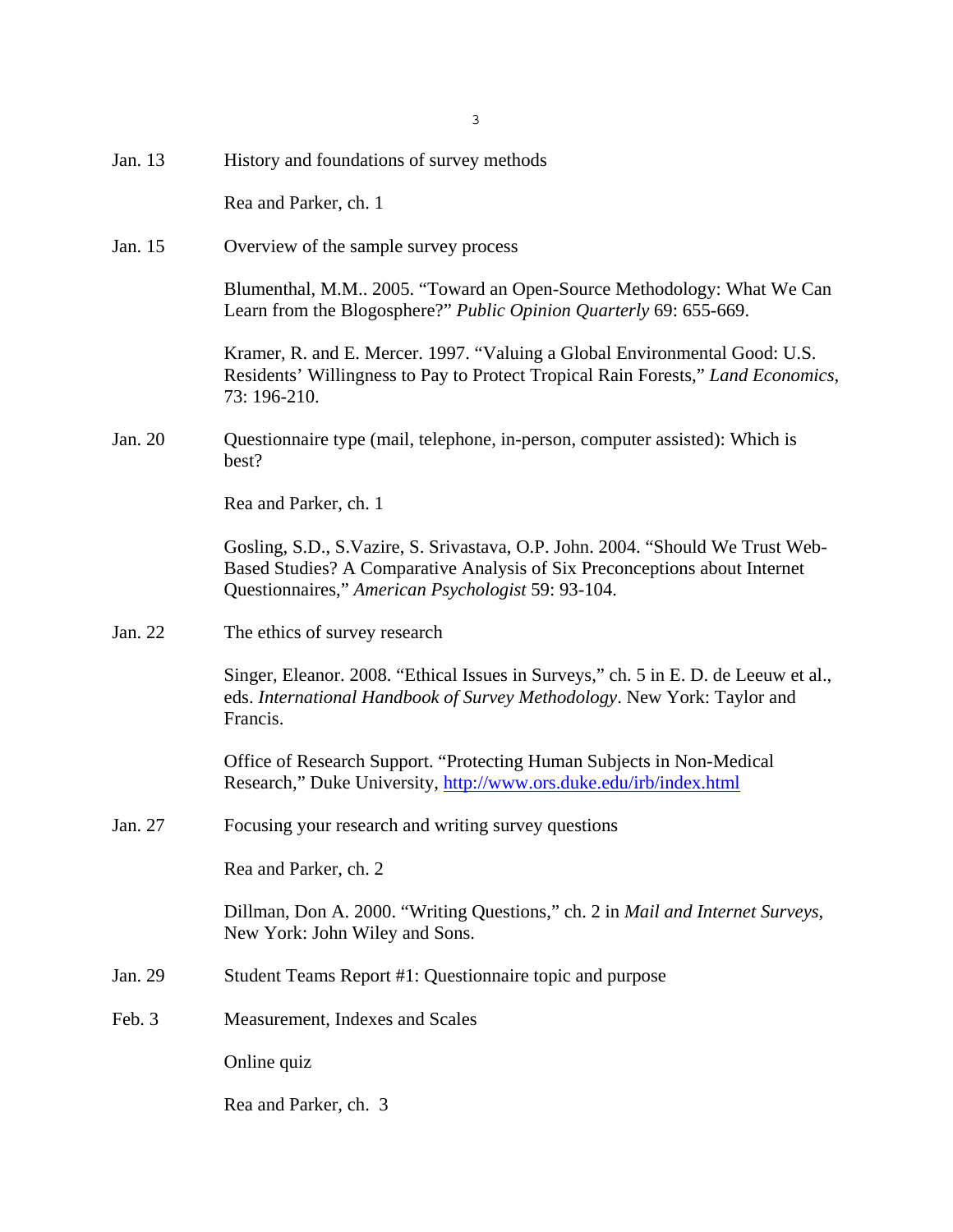Jan. 13 History and foundations of survey methods

Rea and Parker, ch. 1

Jan. 15 Overview of the sample survey process

Blumenthal, M.M.. 2005. "Toward an Open-Source Methodology: What We Can Learn from the Blogosphere?" *Public Opinion Quarterly* 69: 655-669.

Kramer, R. and E. Mercer. 1997. "Valuing a Global Environmental Good: U.S. Residents' Willingness to Pay to Protect Tropical Rain Forests," *Land Economics*, 73: 196-210.

Jan. 20 Questionnaire type (mail, telephone, in-person, computer assisted): Which is best?

Rea and Parker, ch. 1

Gosling, S.D., S.Vazire, S. Srivastava, O.P. John. 2004. "Should We Trust Web-Based Studies? A Comparative Analysis of Six Preconceptions about Internet Questionnaires," *American Psychologist* 59: 93-104.

Jan. 22 The ethics of survey research

Singer, Eleanor. 2008. "Ethical Issues in Surveys," ch. 5 in E. D. de Leeuw et al., eds. *International Handbook of Survey Methodology*. New York: Taylor and Francis.

Office of Research Support. "Protecting Human Subjects in Non-Medical Research," Duke University, [http://www.ors.duke.edu/irb/index.html](http://www.ors.duke.edu/irb/index.html)

Jan. 27 Focusing your research and writing survey questions

Rea and Parker, ch. 2

Dillman, Don A. 2000. "Writing Questions," ch. 2 in *Mail and Internet Surveys*, New York: John Wiley and Sons.

Jan. 29 Student Teams Report #1: Questionnaire topic and purpose

Feb. 3 Measurement, Indexes and Scales

Online quiz

Rea and Parker, ch. 3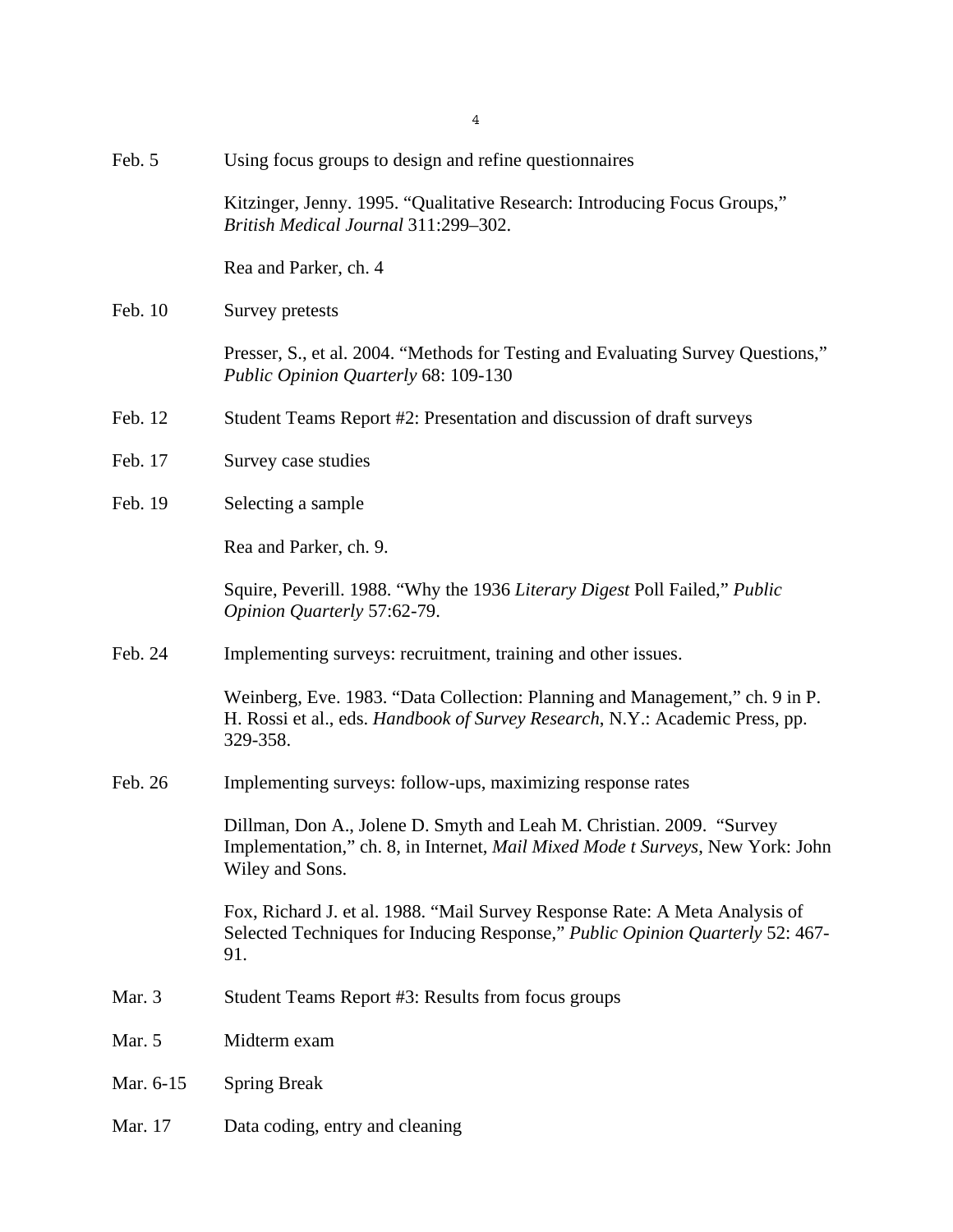Feb. 5 Using focus groups to design and refine questionnaires

Kitzinger, Jenny. 1995. "Qualitative Research: Introducing Focus Groups," *British Medical Journal* 311:299–302.

Rea and Parker, ch. 4

Feb. 10 Survey pretests

Presser, S., et al. 2004. "Methods for Testing and Evaluating Survey Questions," *Public Opinion Quarterly* 68: 109-130

Feb. 12 Student Teams Report #2: Presentation and discussion of draft surveys

Feb. 17 Survey case studies

Feb. 19 Selecting a sample

Rea and Parker, ch. 9.

Squire, Peverill. 1988. "Why the 1936 *Literary Digest* Poll Failed," *Public Opinion Quarterly* 57:62-79.

Feb. 24 Implementing surveys: recruitment, training and other issues.

Weinberg, Eve. 1983. "Data Collection: Planning and Management," ch. 9 in P. H. Rossi et al., eds. *Handbook of Survey Research*, N.Y.: Academic Press, pp. 329-358.

Feb. 26 Implementing surveys: follow-ups, maximizing response rates

Dillman, Don A., Jolene D. Smyth and Leah M. Christian. 2009. "Survey Implementation," ch. 8, in Internet, *Mail Mixed Mode t Surveys*, New York: John Wiley and Sons.

Fox, Richard J. et al. 1988. "Mail Survey Response Rate: A Meta Analysis of Selected Techniques for Inducing Response," *Public Opinion Quarterly* 52: 467-91.

Mar. 3 Student Teams Report #3: Results from focus groups

Mar. 5 Midterm exam

Mar. 6-15 Spring Break

Mar. 17 Data coding, entry and cleaning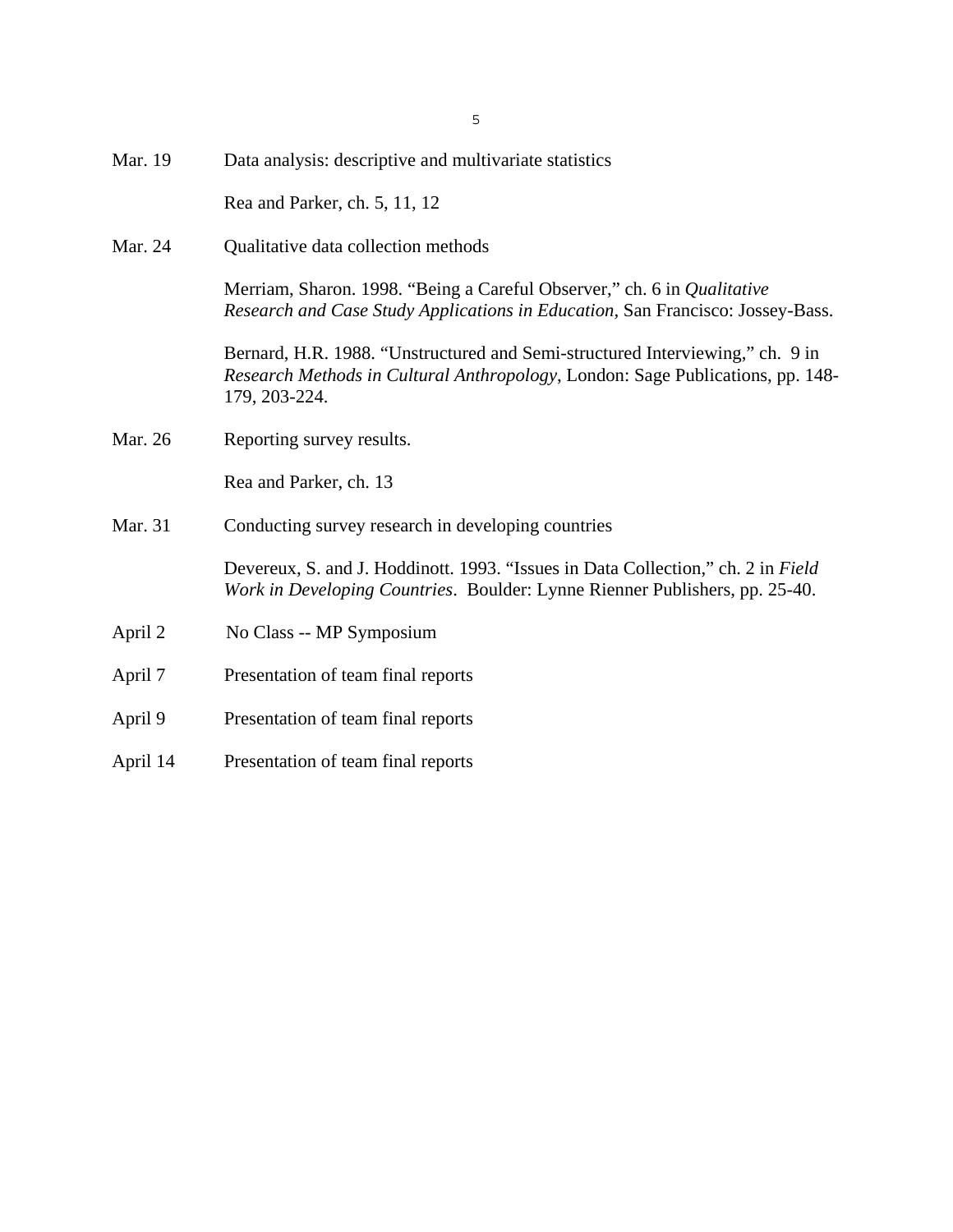| | |
|---|---|
| Mar. 19 | Data analysis: descriptive and multivariate statistics |
| | Rea and Parker, ch. 5, 11, 12 |
| Mar. 24 | Qualitative data collection methods |
| | Merriam, Sharon. 1998. "Being a Careful Observer," ch. 6 in *Qualitative Research and Case Study Applications in Education*, San Francisco: Jossey-Bass. |
| | Bernard, H.R. 1988. "Unstructured and Semi-structured Interviewing," ch. 9 in *Research Methods in Cultural Anthropology*, London: Sage Publications, pp. 148-179, 203-224. |
| Mar. 26 | Reporting survey results. |
| | Rea and Parker, ch. 13 |
| Mar. 31 | Conducting survey research in developing countries |
| | Devereux, S. and J. Hoddinott. 1993. "Issues in Data Collection," ch. 2 in *Field Work in Developing Countries*. Boulder: Lynne Rienner Publishers, pp. 25-40. |
| April 2 | No Class -- MP Symposium |
| April 7 | Presentation of team final reports |
| April 9 | Presentation of team final reports |
| April 14 | Presentation of team final reports |